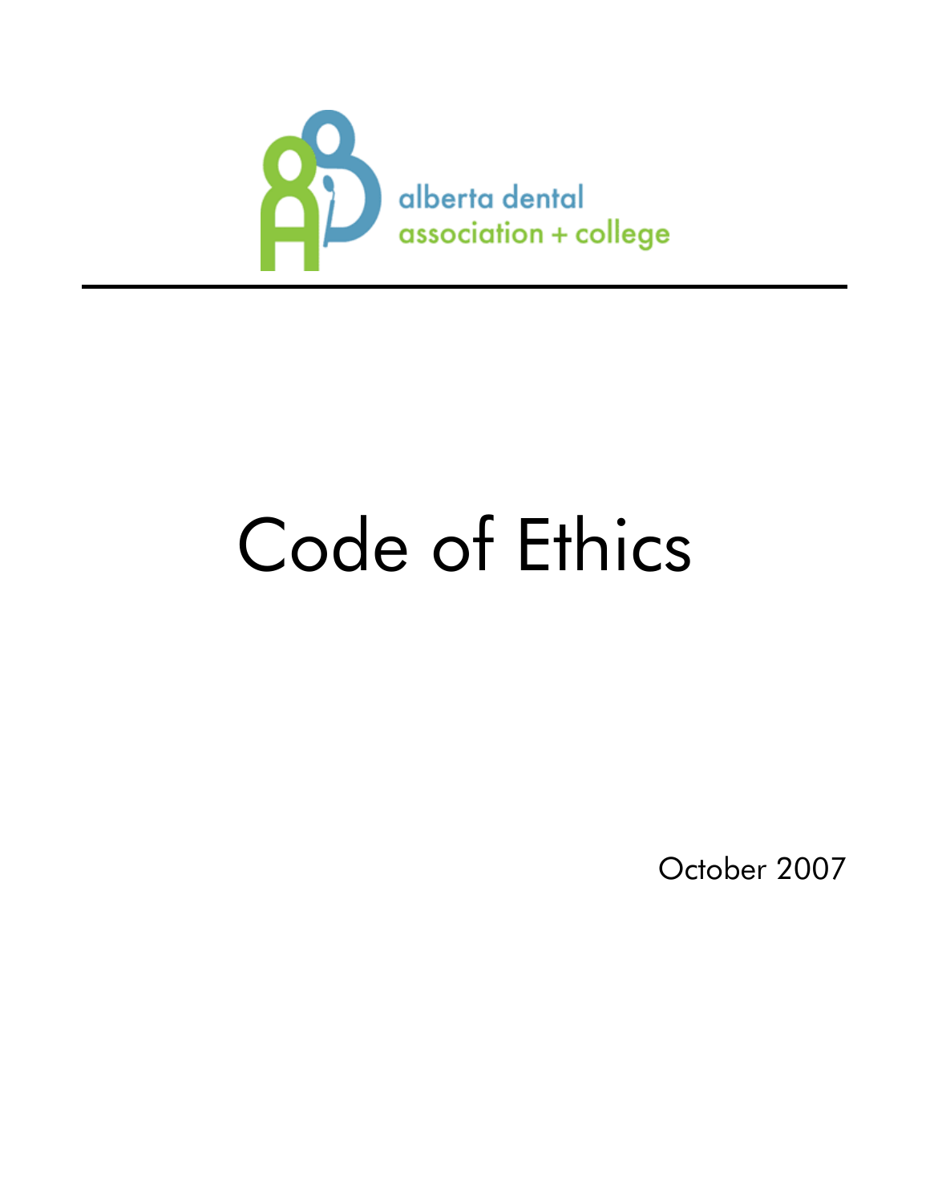alberta dental
association + college

# Code of Ethics

October 2007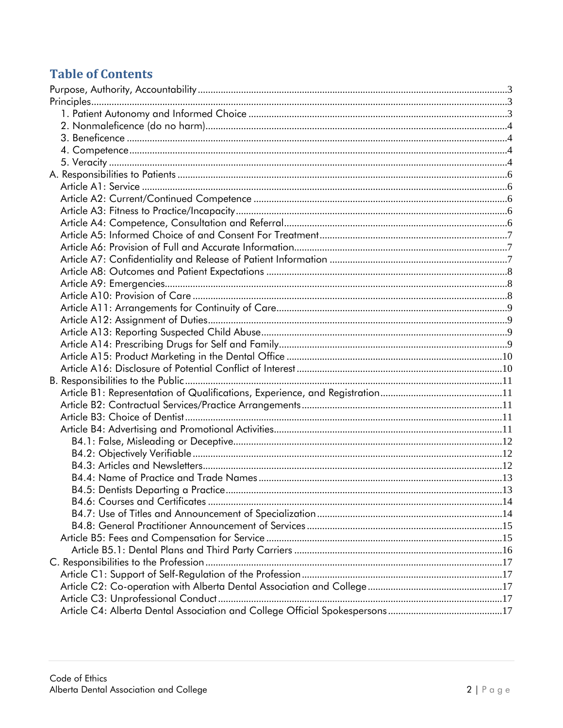## Table of Contents

Purpose, Authority, Accountability ........................................................................................................3
Principles................................................................................................................................................3
   1. Patient Autonomy and Informed Choice .....................................................................................3
   2. Nonmaleficence (do no harm).......................................................................................................4
   3. Beneficence ....................................................................................................................................4
   4. Competence ...................................................................................................................................4
   5. Veracity ..........................................................................................................................................4
A. Responsibilities to Patients ................................................................................................................6
   Article A1: Service ..............................................................................................................................6
   Article A2: Current/Continued Competence ...................................................................................6
   Article A3: Fitness to Practice/Incapacity .........................................................................................6
   Article A4: Competence, Consultation and Referral.......................................................................6
   Article A5: Informed Choice of and Consent For Treatment...........................................................7
   Article A6: Provision of Full and Accurate Information....................................................................7
   Article A7: Confidentiality and Release of Patient Information ......................................................7
   Article A8: Outcomes and Patient Expectations ..............................................................................8
   Article A9: Emergencies.....................................................................................................................8
   Article A10: Provision of Care ...........................................................................................................8
   Article A11: Arrangements for Continuity of Care...........................................................................9
   Article A12: Assignment of Duties.....................................................................................................9
   Article A13: Reporting Suspected Child Abuse................................................................................9
   Article A14: Prescribing Drugs for Self and Family..........................................................................9
   Article A15: Product Marketing in the Dental Office .....................................................................10
   Article A16: Disclosure of Potential Conflict of Interest .................................................................10
B. Responsibilities to the Public............................................................................................................11
   Article B1: Representation of Qualifications, Experience, and Registration................................11
   Article B2: Contractual Services/Practice Arrangements..............................................................11
   Article B3: Choice of Dentist............................................................................................................11
   Article B4: Advertising and Promotional Activities.........................................................................11
      B4.1: False, Misleading or Deceptive.........................................................................................12
      B4.2: Objectively Verifiable .........................................................................................................12
      B4.3: Articles and Newsletters.....................................................................................................12
      B4.4: Name of Practice and Trade Names ................................................................................13
      B4.5: Dentists Departing a Practice............................................................................................13
      B4.6: Courses and Certificates ...................................................................................................14
      B4.7: Use of Titles and Announcement of Specialization .........................................................14
      B4.8: General Practitioner Announcement of Services .............................................................15
   Article B5: Fees and Compensation for Service ............................................................................15
      Article B5.1: Dental Plans and Third Party Carriers .................................................................16
C. Responsibilities to the Profession ....................................................................................................17
   Article C1: Support of Self-Regulation of the Profession...............................................................17
   Article C2: Co-operation with Alberta Dental Association and College.....................................17
   Article C3: Unprofessional Conduct ..............................................................................................17
   Article C4: Alberta Dental Association and College Official Spokespersons.............................17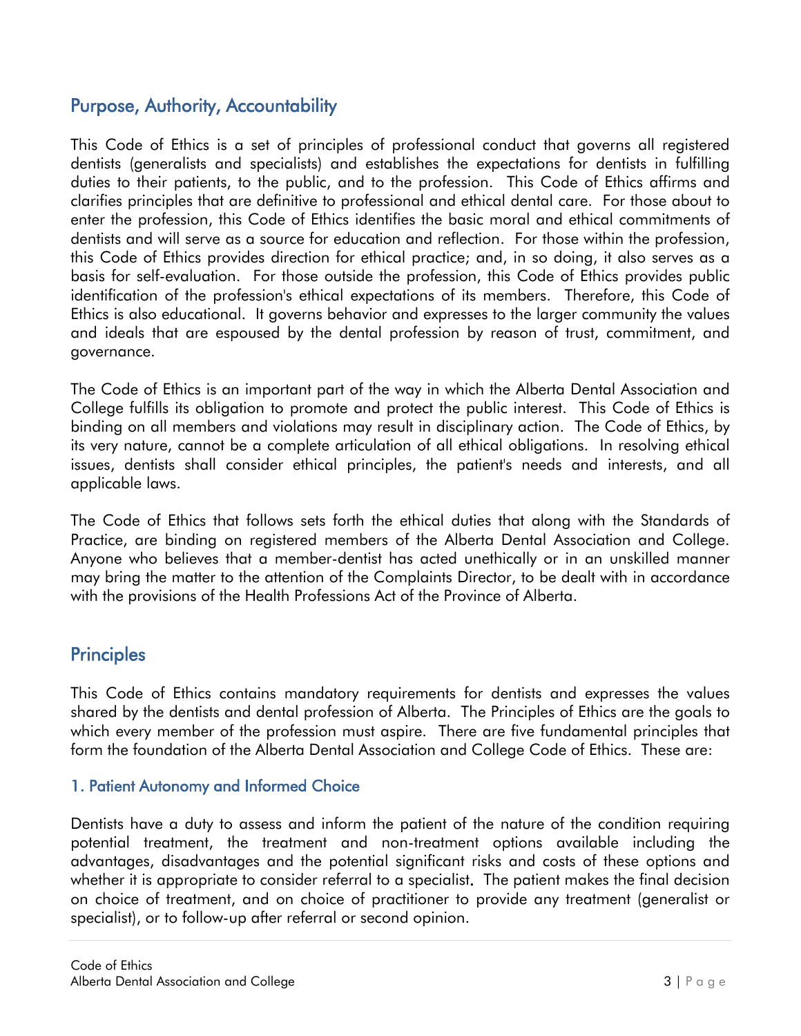## Purpose, Authority, Accountability

This Code of Ethics is a set of principles of professional conduct that governs all registered dentists (generalists and specialists) and establishes the expectations for dentists in fulfilling duties to their patients, to the public, and to the profession. This Code of Ethics affirms and clarifies principles that are definitive to professional and ethical dental care. For those about to enter the profession, this Code of Ethics identifies the basic moral and ethical commitments of dentists and will serve as a source for education and reflection. For those within the profession, this Code of Ethics provides direction for ethical practice; and, in so doing, it also serves as a basis for self-evaluation. For those outside the profession, this Code of Ethics provides public identification of the profession's ethical expectations of its members. Therefore, this Code of Ethics is also educational. It governs behavior and expresses to the larger community the values and ideals that are espoused by the dental profession by reason of trust, commitment, and governance.

The Code of Ethics is an important part of the way in which the Alberta Dental Association and College fulfills its obligation to promote and protect the public interest. This Code of Ethics is binding on all members and violations may result in disciplinary action. The Code of Ethics, by its very nature, cannot be a complete articulation of all ethical obligations. In resolving ethical issues, dentists shall consider ethical principles, the patient's needs and interests, and all applicable laws.

The Code of Ethics that follows sets forth the ethical duties that along with the Standards of Practice, are binding on registered members of the Alberta Dental Association and College. Anyone who believes that a member-dentist has acted unethically or in an unskilled manner may bring the matter to the attention of the Complaints Director, to be dealt with in accordance with the provisions of the Health Professions Act of the Province of Alberta.

## Principles

This Code of Ethics contains mandatory requirements for dentists and expresses the values shared by the dentists and dental profession of Alberta. The Principles of Ethics are the goals to which every member of the profession must aspire. There are five fundamental principles that form the foundation of the Alberta Dental Association and College Code of Ethics. These are:

### 1. Patient Autonomy and Informed Choice

Dentists have a duty to assess and inform the patient of the nature of the condition requiring potential treatment, the treatment and non-treatment options available including the advantages, disadvantages and the potential significant risks and costs of these options and whether it is appropriate to consider referral to a specialist. The patient makes the final decision on choice of treatment, and on choice of practitioner to provide any treatment (generalist or specialist), or to follow-up after referral or second opinion.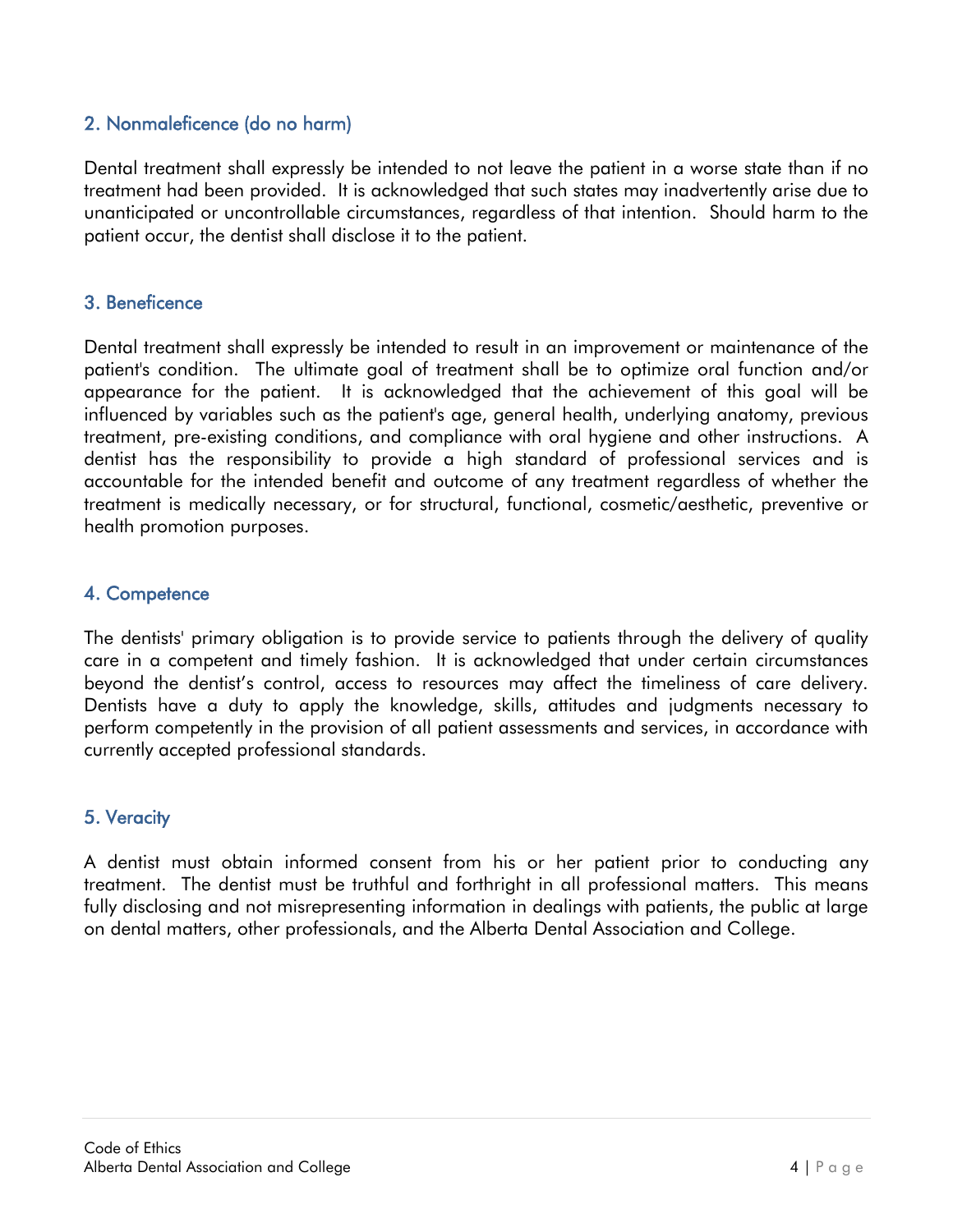## 2. Nonmaleficence (do no harm)

Dental treatment shall expressly be intended to not leave the patient in a worse state than if no treatment had been provided. It is acknowledged that such states may inadvertently arise due to unanticipated or uncontrollable circumstances, regardless of that intention. Should harm to the patient occur, the dentist shall disclose it to the patient.

## 3. Beneficence

Dental treatment shall expressly be intended to result in an improvement or maintenance of the patient's condition. The ultimate goal of treatment shall be to optimize oral function and/or appearance for the patient. It is acknowledged that the achievement of this goal will be influenced by variables such as the patient's age, general health, underlying anatomy, previous treatment, pre-existing conditions, and compliance with oral hygiene and other instructions. A dentist has the responsibility to provide a high standard of professional services and is accountable for the intended benefit and outcome of any treatment regardless of whether the treatment is medically necessary, or for structural, functional, cosmetic/aesthetic, preventive or health promotion purposes.

## 4. Competence

The dentists' primary obligation is to provide service to patients through the delivery of quality care in a competent and timely fashion. It is acknowledged that under certain circumstances beyond the dentist's control, access to resources may affect the timeliness of care delivery. Dentists have a duty to apply the knowledge, skills, attitudes and judgments necessary to perform competently in the provision of all patient assessments and services, in accordance with currently accepted professional standards.

## 5. Veracity

A dentist must obtain informed consent from his or her patient prior to conducting any treatment. The dentist must be truthful and forthright in all professional matters. This means fully disclosing and not misrepresenting information in dealings with patients, the public at large on dental matters, other professionals, and the Alberta Dental Association and College.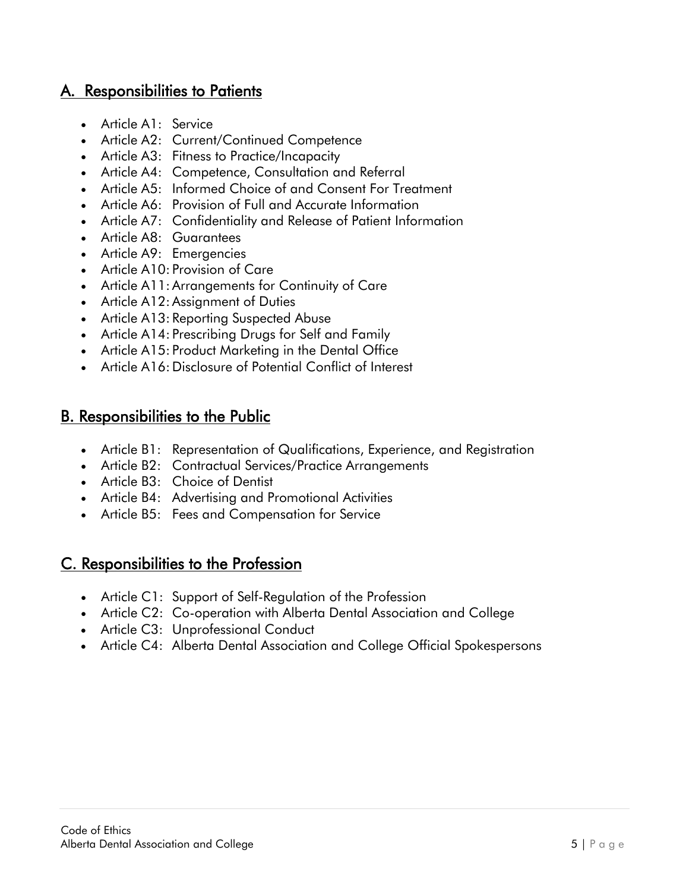## A. Responsibilities to Patients

- Article A1: Service
- Article A2: Current/Continued Competence
- Article A3: Fitness to Practice/Incapacity
- Article A4: Competence, Consultation and Referral
- Article A5: Informed Choice of and Consent For Treatment
- Article A6: Provision of Full and Accurate Information
- Article A7: Confidentiality and Release of Patient Information
- Article A8: Guarantees
- Article A9: Emergencies
- Article A10: Provision of Care
- Article A11: Arrangements for Continuity of Care
- Article A12: Assignment of Duties
- Article A13: Reporting Suspected Abuse
- Article A14: Prescribing Drugs for Self and Family
- Article A15: Product Marketing in the Dental Office
- Article A16: Disclosure of Potential Conflict of Interest

## B. Responsibilities to the Public

- Article B1: Representation of Qualifications, Experience, and Registration
- Article B2: Contractual Services/Practice Arrangements
- Article B3: Choice of Dentist
- Article B4: Advertising and Promotional Activities
- Article B5: Fees and Compensation for Service

## C. Responsibilities to the Profession

- Article C1: Support of Self-Regulation of the Profession
- Article C2: Co-operation with Alberta Dental Association and College
- Article C3: Unprofessional Conduct
- Article C4: Alberta Dental Association and College Official Spokespersons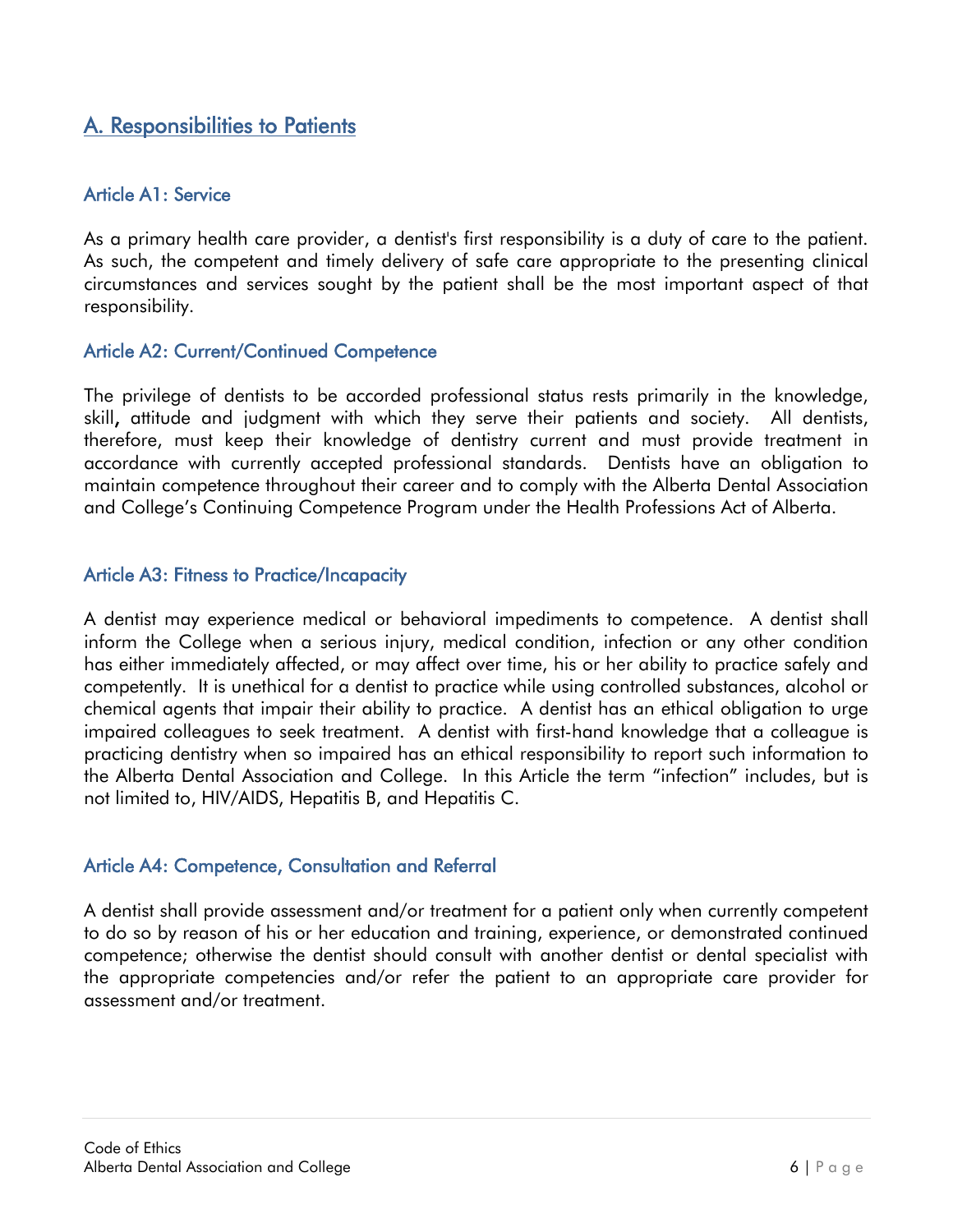## A. Responsibilities to Patients

### Article A1: Service

As a primary health care provider, a dentist's first responsibility is a duty of care to the patient. As such, the competent and timely delivery of safe care appropriate to the presenting clinical circumstances and services sought by the patient shall be the most important aspect of that responsibility.

### Article A2: Current/Continued Competence

The privilege of dentists to be accorded professional status rests primarily in the knowledge, skill, attitude and judgment with which they serve their patients and society. All dentists, therefore, must keep their knowledge of dentistry current and must provide treatment in accordance with currently accepted professional standards. Dentists have an obligation to maintain competence throughout their career and to comply with the Alberta Dental Association and College's Continuing Competence Program under the Health Professions Act of Alberta.

### Article A3: Fitness to Practice/Incapacity

A dentist may experience medical or behavioral impediments to competence. A dentist shall inform the College when a serious injury, medical condition, infection or any other condition has either immediately affected, or may affect over time, his or her ability to practice safely and competently. It is unethical for a dentist to practice while using controlled substances, alcohol or chemical agents that impair their ability to practice. A dentist has an ethical obligation to urge impaired colleagues to seek treatment. A dentist with first-hand knowledge that a colleague is practicing dentistry when so impaired has an ethical responsibility to report such information to the Alberta Dental Association and College. In this Article the term "infection" includes, but is not limited to, HIV/AIDS, Hepatitis B, and Hepatitis C.

### Article A4: Competence, Consultation and Referral

A dentist shall provide assessment and/or treatment for a patient only when currently competent to do so by reason of his or her education and training, experience, or demonstrated continued competence; otherwise the dentist should consult with another dentist or dental specialist with the appropriate competencies and/or refer the patient to an appropriate care provider for assessment and/or treatment.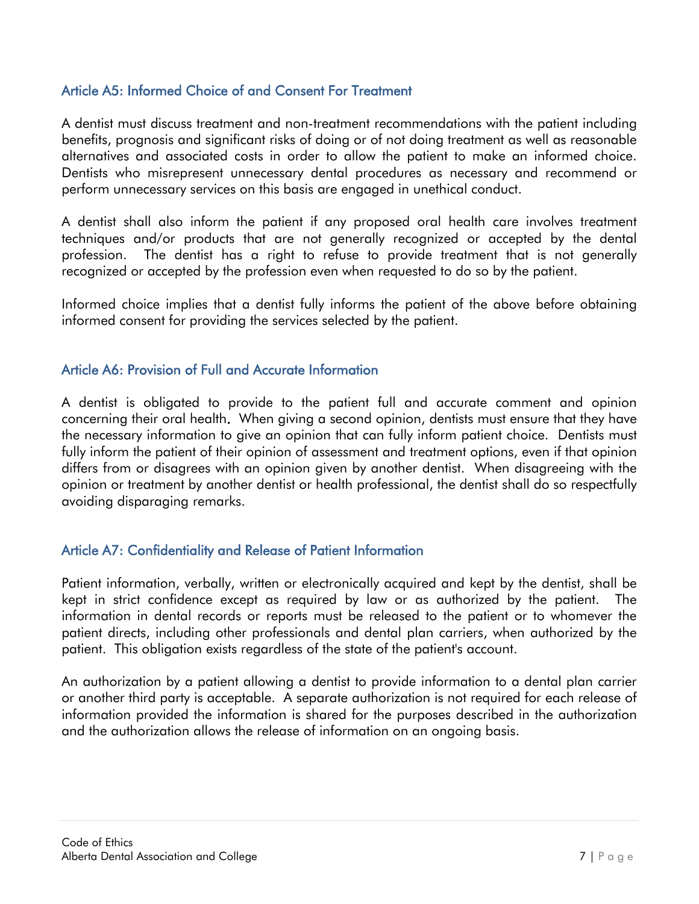### Article A5: Informed Choice of and Consent For Treatment

A dentist must discuss treatment and non-treatment recommendations with the patient including benefits, prognosis and significant risks of doing or of not doing treatment as well as reasonable alternatives and associated costs in order to allow the patient to make an informed choice. Dentists who misrepresent unnecessary dental procedures as necessary and recommend or perform unnecessary services on this basis are engaged in unethical conduct.

A dentist shall also inform the patient if any proposed oral health care involves treatment techniques and/or products that are not generally recognized or accepted by the dental profession. The dentist has a right to refuse to provide treatment that is not generally recognized or accepted by the profession even when requested to do so by the patient.

Informed choice implies that a dentist fully informs the patient of the above before obtaining informed consent for providing the services selected by the patient.

### Article A6: Provision of Full and Accurate Information

A dentist is obligated to provide to the patient full and accurate comment and opinion concerning their oral health. When giving a second opinion, dentists must ensure that they have the necessary information to give an opinion that can fully inform patient choice. Dentists must fully inform the patient of their opinion of assessment and treatment options, even if that opinion differs from or disagrees with an opinion given by another dentist. When disagreeing with the opinion or treatment by another dentist or health professional, the dentist shall do so respectfully avoiding disparaging remarks.

### Article A7: Confidentiality and Release of Patient Information

Patient information, verbally, written or electronically acquired and kept by the dentist, shall be kept in strict confidence except as required by law or as authorized by the patient. The information in dental records or reports must be released to the patient or to whomever the patient directs, including other professionals and dental plan carriers, when authorized by the patient. This obligation exists regardless of the state of the patient's account.

An authorization by a patient allowing a dentist to provide information to a dental plan carrier or another third party is acceptable. A separate authorization is not required for each release of information provided the information is shared for the purposes described in the authorization and the authorization allows the release of information on an ongoing basis.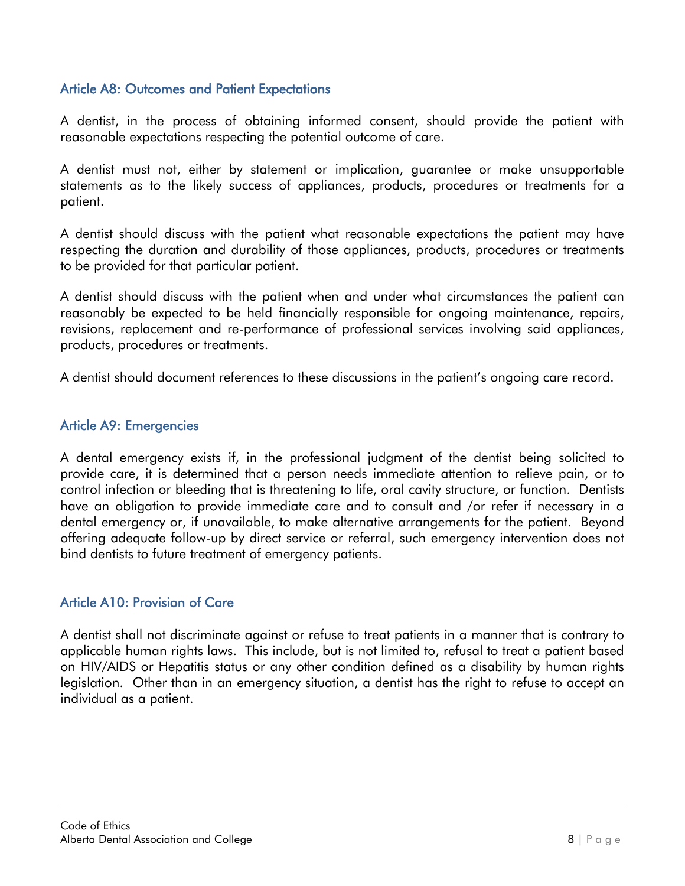## Article A8: Outcomes and Patient Expectations

A dentist, in the process of obtaining informed consent, should provide the patient with reasonable expectations respecting the potential outcome of care.

A dentist must not, either by statement or implication, guarantee or make unsupportable statements as to the likely success of appliances, products, procedures or treatments for a patient.

A dentist should discuss with the patient what reasonable expectations the patient may have respecting the duration and durability of those appliances, products, procedures or treatments to be provided for that particular patient.

A dentist should discuss with the patient when and under what circumstances the patient can reasonably be expected to be held financially responsible for ongoing maintenance, repairs, revisions, replacement and re-performance of professional services involving said appliances, products, procedures or treatments.

A dentist should document references to these discussions in the patient's ongoing care record.

## Article A9: Emergencies

A dental emergency exists if, in the professional judgment of the dentist being solicited to provide care, it is determined that a person needs immediate attention to relieve pain, or to control infection or bleeding that is threatening to life, oral cavity structure, or function. Dentists have an obligation to provide immediate care and to consult and /or refer if necessary in a dental emergency or, if unavailable, to make alternative arrangements for the patient. Beyond offering adequate follow-up by direct service or referral, such emergency intervention does not bind dentists to future treatment of emergency patients.

## Article A10: Provision of Care

A dentist shall not discriminate against or refuse to treat patients in a manner that is contrary to applicable human rights laws. This include, but is not limited to, refusal to treat a patient based on HIV/AIDS or Hepatitis status or any other condition defined as a disability by human rights legislation. Other than in an emergency situation, a dentist has the right to refuse to accept an individual as a patient.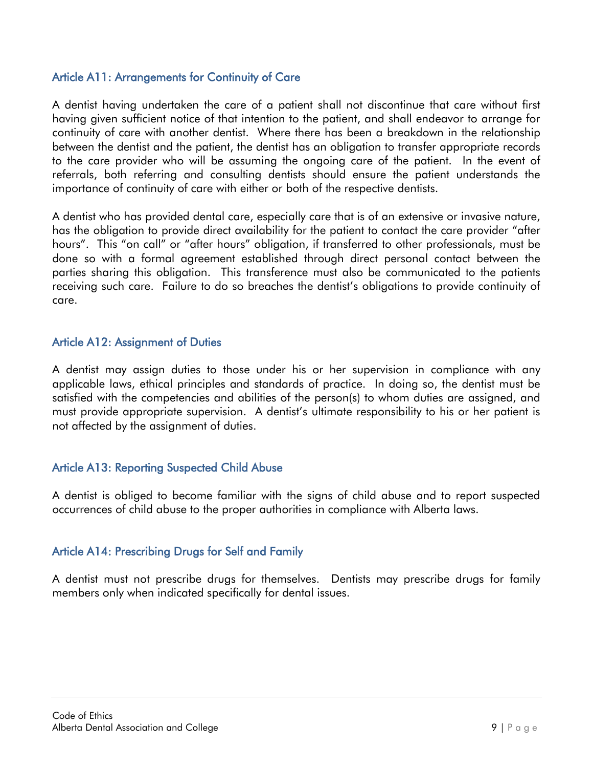## Article A11: Arrangements for Continuity of Care

A dentist having undertaken the care of a patient shall not discontinue that care without first having given sufficient notice of that intention to the patient, and shall endeavor to arrange for continuity of care with another dentist. Where there has been a breakdown in the relationship between the dentist and the patient, the dentist has an obligation to transfer appropriate records to the care provider who will be assuming the ongoing care of the patient. In the event of referrals, both referring and consulting dentists should ensure the patient understands the importance of continuity of care with either or both of the respective dentists.

A dentist who has provided dental care, especially care that is of an extensive or invasive nature, has the obligation to provide direct availability for the patient to contact the care provider "after hours". This "on call" or "after hours" obligation, if transferred to other professionals, must be done so with a formal agreement established through direct personal contact between the parties sharing this obligation. This transference must also be communicated to the patients receiving such care. Failure to do so breaches the dentist's obligations to provide continuity of care.

## Article A12: Assignment of Duties

A dentist may assign duties to those under his or her supervision in compliance with any applicable laws, ethical principles and standards of practice. In doing so, the dentist must be satisfied with the competencies and abilities of the person(s) to whom duties are assigned, and must provide appropriate supervision. A dentist's ultimate responsibility to his or her patient is not affected by the assignment of duties.

## Article A13: Reporting Suspected Child Abuse

A dentist is obliged to become familiar with the signs of child abuse and to report suspected occurrences of child abuse to the proper authorities in compliance with Alberta laws.

## Article A14: Prescribing Drugs for Self and Family

A dentist must not prescribe drugs for themselves. Dentists may prescribe drugs for family members only when indicated specifically for dental issues.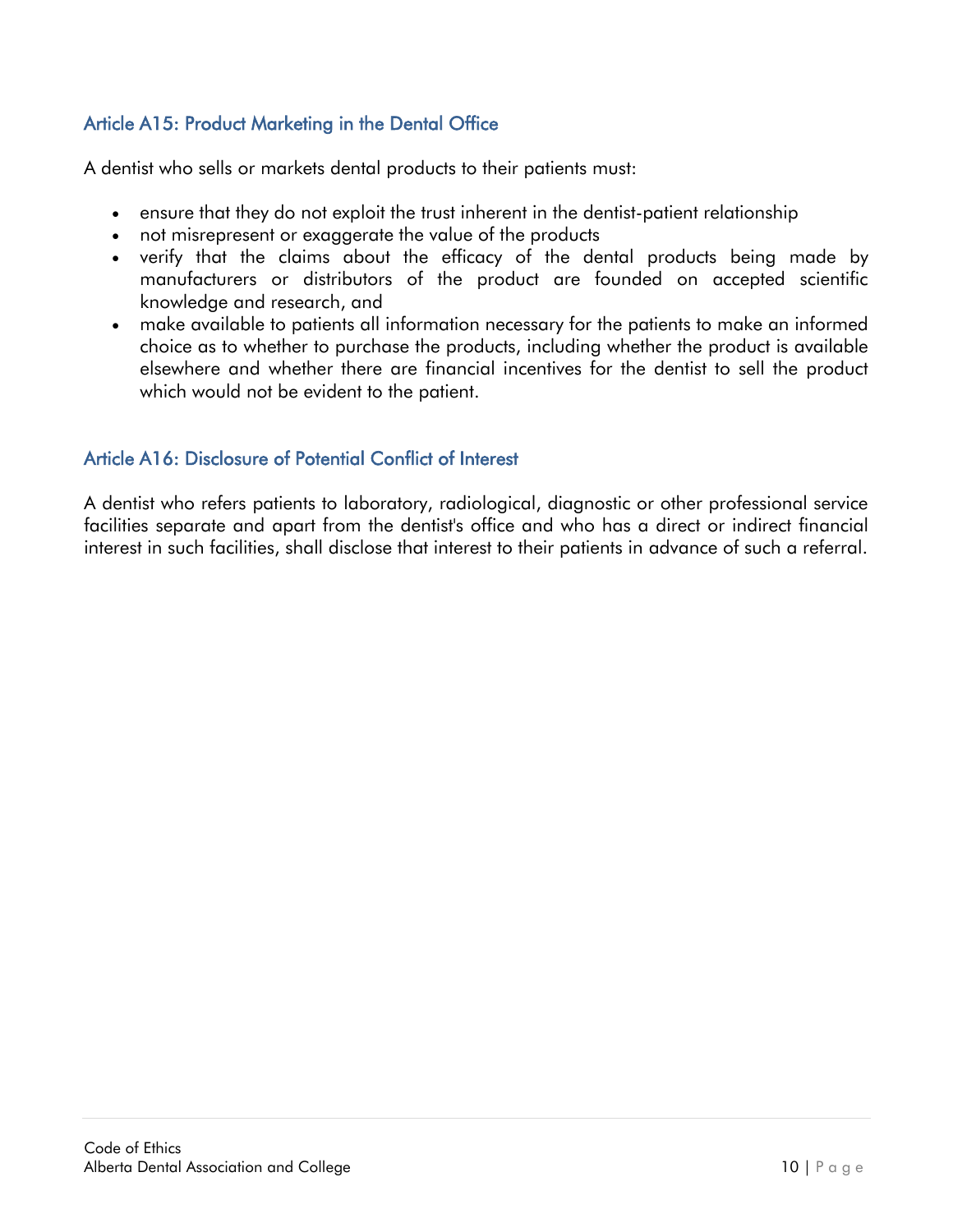## Article A15: Product Marketing in the Dental Office

A dentist who sells or markets dental products to their patients must:

- ensure that they do not exploit the trust inherent in the dentist-patient relationship
- not misrepresent or exaggerate the value of the products
- verify that the claims about the efficacy of the dental products being made by manufacturers or distributors of the product are founded on accepted scientific knowledge and research, and
- make available to patients all information necessary for the patients to make an informed choice as to whether to purchase the products, including whether the product is available elsewhere and whether there are financial incentives for the dentist to sell the product which would not be evident to the patient.

## Article A16: Disclosure of Potential Conflict of Interest

A dentist who refers patients to laboratory, radiological, diagnostic or other professional service facilities separate and apart from the dentist's office and who has a direct or indirect financial interest in such facilities, shall disclose that interest to their patients in advance of such a referral.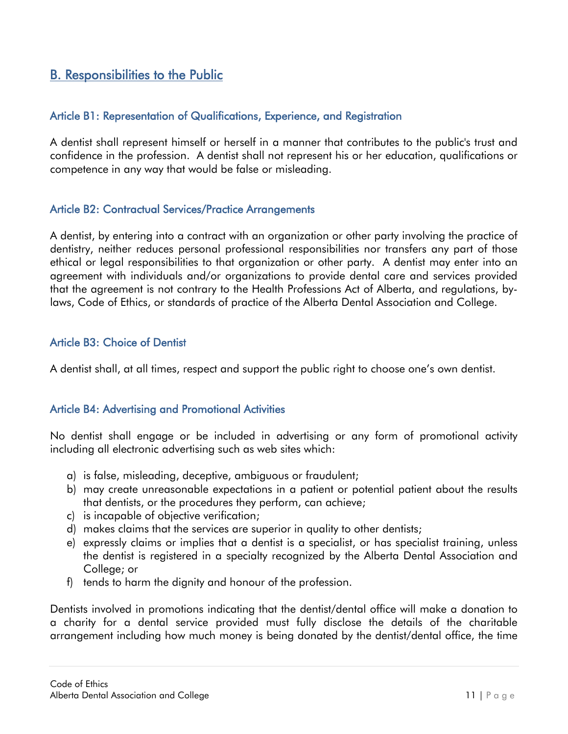## B. Responsibilities to the Public

### Article B1: Representation of Qualifications, Experience, and Registration

A dentist shall represent himself or herself in a manner that contributes to the public's trust and confidence in the profession. A dentist shall not represent his or her education, qualifications or competence in any way that would be false or misleading.

### Article B2: Contractual Services/Practice Arrangements

A dentist, by entering into a contract with an organization or other party involving the practice of dentistry, neither reduces personal professional responsibilities nor transfers any part of those ethical or legal responsibilities to that organization or other party. A dentist may enter into an agreement with individuals and/or organizations to provide dental care and services provided that the agreement is not contrary to the Health Professions Act of Alberta, and regulations, by-laws, Code of Ethics, or standards of practice of the Alberta Dental Association and College.

### Article B3: Choice of Dentist

A dentist shall, at all times, respect and support the public right to choose one's own dentist.

### Article B4: Advertising and Promotional Activities

No dentist shall engage or be included in advertising or any form of promotional activity including all electronic advertising such as web sites which:

a) is false, misleading, deceptive, ambiguous or fraudulent;
b) may create unreasonable expectations in a patient or potential patient about the results that dentists, or the procedures they perform, can achieve;
c) is incapable of objective verification;
d) makes claims that the services are superior in quality to other dentists;
e) expressly claims or implies that a dentist is a specialist, or has specialist training, unless the dentist is registered in a specialty recognized by the Alberta Dental Association and College; or
f) tends to harm the dignity and honour of the profession.

Dentists involved in promotions indicating that the dentist/dental office will make a donation to a charity for a dental service provided must fully disclose the details of the charitable arrangement including how much money is being donated by the dentist/dental office, the time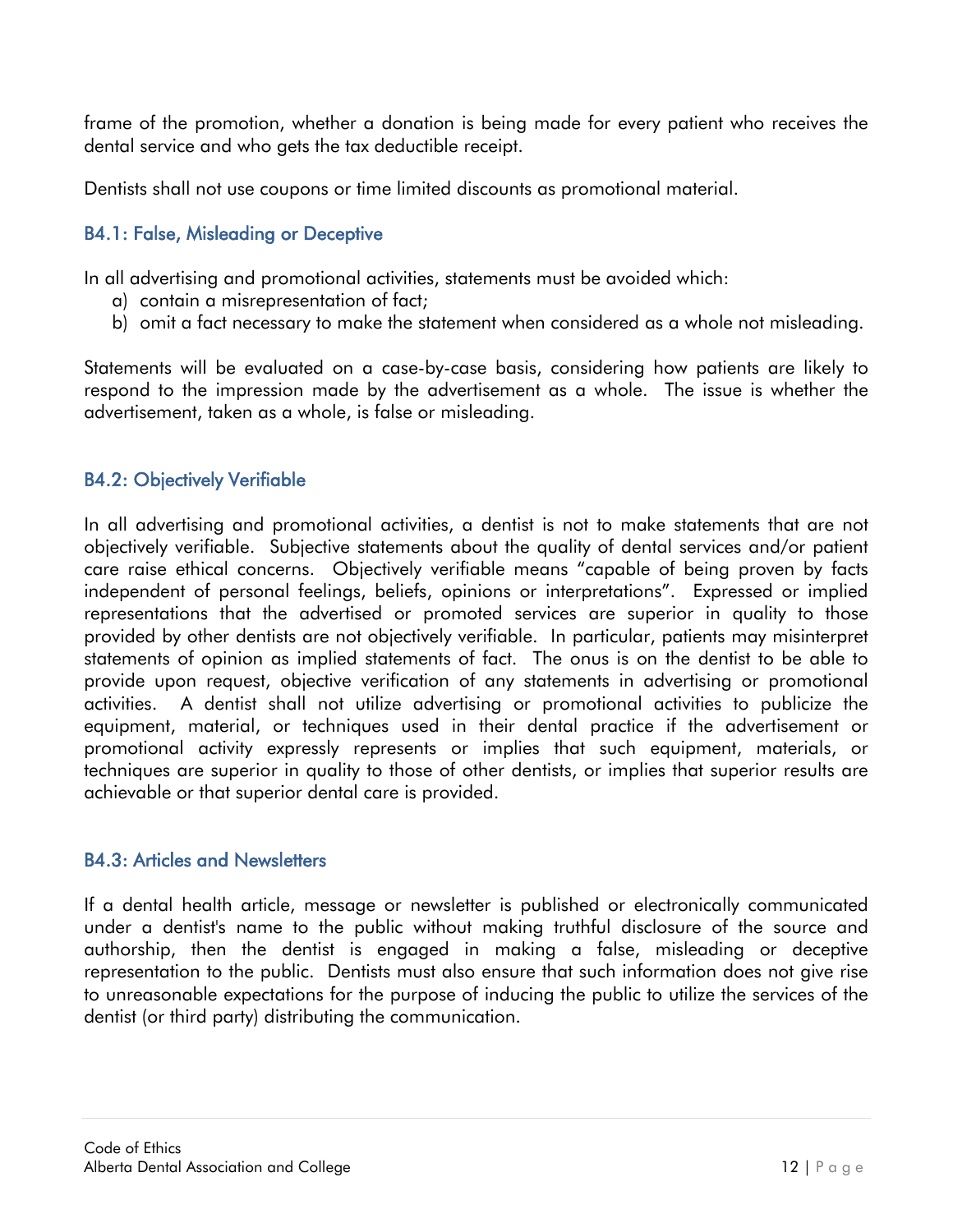frame of the promotion, whether a donation is being made for every patient who receives the dental service and who gets the tax deductible receipt.

Dentists shall not use coupons or time limited discounts as promotional material.

### B4.1: False, Misleading or Deceptive

In all advertising and promotional activities, statements must be avoided which:

a) contain a misrepresentation of fact;
b) omit a fact necessary to make the statement when considered as a whole not misleading.

Statements will be evaluated on a case-by-case basis, considering how patients are likely to respond to the impression made by the advertisement as a whole. The issue is whether the advertisement, taken as a whole, is false or misleading.

### B4.2: Objectively Verifiable

In all advertising and promotional activities, a dentist is not to make statements that are not objectively verifiable. Subjective statements about the quality of dental services and/or patient care raise ethical concerns. Objectively verifiable means "capable of being proven by facts independent of personal feelings, beliefs, opinions or interpretations". Expressed or implied representations that the advertised or promoted services are superior in quality to those provided by other dentists are not objectively verifiable. In particular, patients may misinterpret statements of opinion as implied statements of fact. The onus is on the dentist to be able to provide upon request, objective verification of any statements in advertising or promotional activities. A dentist shall not utilize advertising or promotional activities to publicize the equipment, material, or techniques used in their dental practice if the advertisement or promotional activity expressly represents or implies that such equipment, materials, or techniques are superior in quality to those of other dentists, or implies that superior results are achievable or that superior dental care is provided.

### B4.3: Articles and Newsletters

If a dental health article, message or newsletter is published or electronically communicated under a dentist's name to the public without making truthful disclosure of the source and authorship, then the dentist is engaged in making a false, misleading or deceptive representation to the public. Dentists must also ensure that such information does not give rise to unreasonable expectations for the purpose of inducing the public to utilize the services of the dentist (or third party) distributing the communication.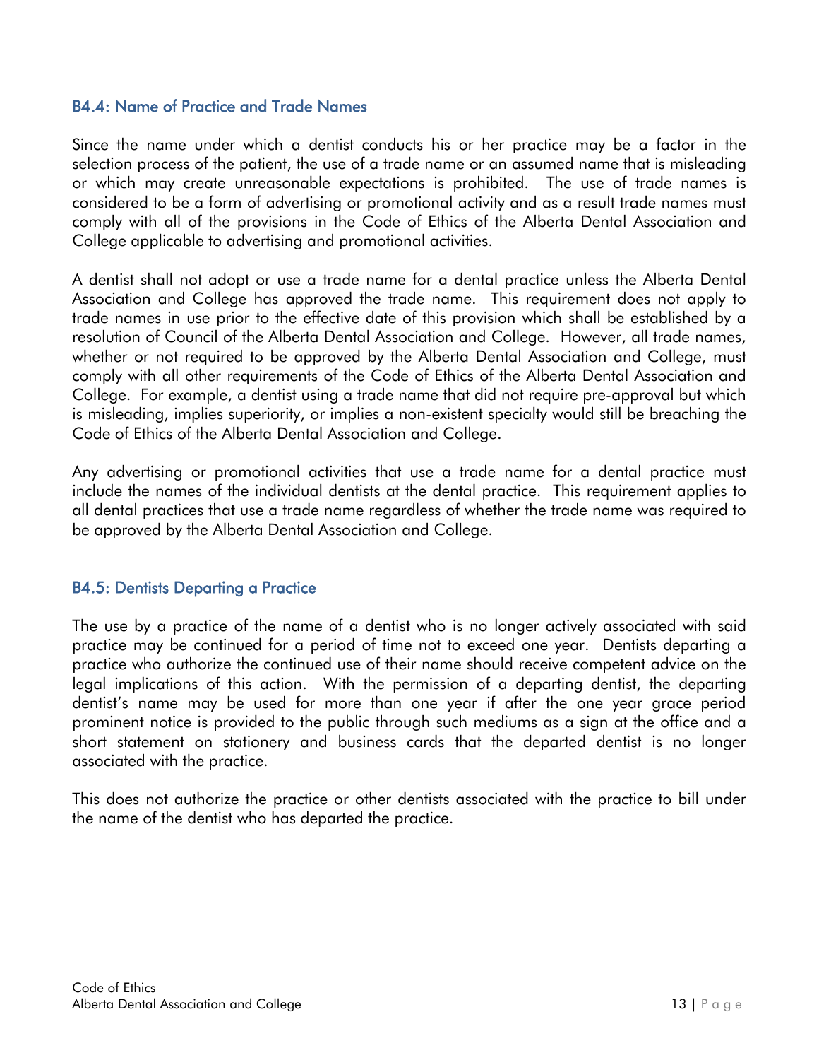### B4.4: Name of Practice and Trade Names

Since the name under which a dentist conducts his or her practice may be a factor in the selection process of the patient, the use of a trade name or an assumed name that is misleading or which may create unreasonable expectations is prohibited. The use of trade names is considered to be a form of advertising or promotional activity and as a result trade names must comply with all of the provisions in the Code of Ethics of the Alberta Dental Association and College applicable to advertising and promotional activities.

A dentist shall not adopt or use a trade name for a dental practice unless the Alberta Dental Association and College has approved the trade name. This requirement does not apply to trade names in use prior to the effective date of this provision which shall be established by a resolution of Council of the Alberta Dental Association and College. However, all trade names, whether or not required to be approved by the Alberta Dental Association and College, must comply with all other requirements of the Code of Ethics of the Alberta Dental Association and College. For example, a dentist using a trade name that did not require pre-approval but which is misleading, implies superiority, or implies a non-existent specialty would still be breaching the Code of Ethics of the Alberta Dental Association and College.

Any advertising or promotional activities that use a trade name for a dental practice must include the names of the individual dentists at the dental practice. This requirement applies to all dental practices that use a trade name regardless of whether the trade name was required to be approved by the Alberta Dental Association and College.

### B4.5: Dentists Departing a Practice

The use by a practice of the name of a dentist who is no longer actively associated with said practice may be continued for a period of time not to exceed one year. Dentists departing a practice who authorize the continued use of their name should receive competent advice on the legal implications of this action. With the permission of a departing dentist, the departing dentist's name may be used for more than one year if after the one year grace period prominent notice is provided to the public through such mediums as a sign at the office and a short statement on stationery and business cards that the departed dentist is no longer associated with the practice.

This does not authorize the practice or other dentists associated with the practice to bill under the name of the dentist who has departed the practice.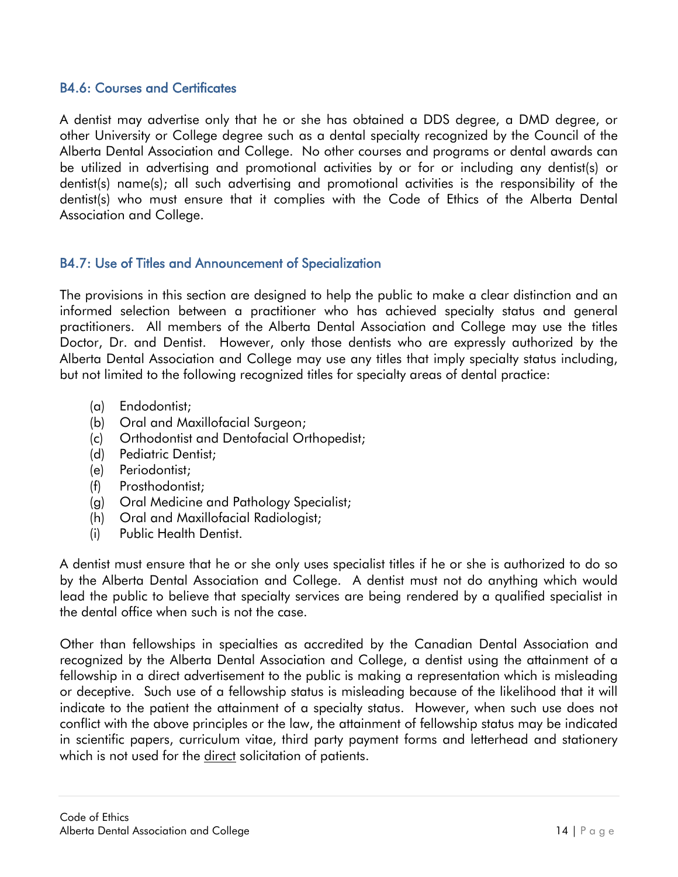### B4.6: Courses and Certificates

A dentist may advertise only that he or she has obtained a DDS degree, a DMD degree, or other University or College degree such as a dental specialty recognized by the Council of the Alberta Dental Association and College. No other courses and programs or dental awards can be utilized in advertising and promotional activities by or for or including any dentist(s) or dentist(s) name(s); all such advertising and promotional activities is the responsibility of the dentist(s) who must ensure that it complies with the Code of Ethics of the Alberta Dental Association and College.

### B4.7: Use of Titles and Announcement of Specialization

The provisions in this section are designed to help the public to make a clear distinction and an informed selection between a practitioner who has achieved specialty status and general practitioners. All members of the Alberta Dental Association and College may use the titles Doctor, Dr. and Dentist. However, only those dentists who are expressly authorized by the Alberta Dental Association and College may use any titles that imply specialty status including, but not limited to the following recognized titles for specialty areas of dental practice:

(a) Endodontist;
(b) Oral and Maxillofacial Surgeon;
(c) Orthodontist and Dentofacial Orthopedist;
(d) Pediatric Dentist;
(e) Periodontist;
(f) Prosthodontist;
(g) Oral Medicine and Pathology Specialist;
(h) Oral and Maxillofacial Radiologist;
(i) Public Health Dentist.

A dentist must ensure that he or she only uses specialist titles if he or she is authorized to do so by the Alberta Dental Association and College. A dentist must not do anything which would lead the public to believe that specialty services are being rendered by a qualified specialist in the dental office when such is not the case.

Other than fellowships in specialties as accredited by the Canadian Dental Association and recognized by the Alberta Dental Association and College, a dentist using the attainment of a fellowship in a direct advertisement to the public is making a representation which is misleading or deceptive. Such use of a fellowship status is misleading because of the likelihood that it will indicate to the patient the attainment of a specialty status. However, when such use does not conflict with the above principles or the law, the attainment of fellowship status may be indicated in scientific papers, curriculum vitae, third party payment forms and letterhead and stationery which is not used for the <u>direct</u> solicitation of patients.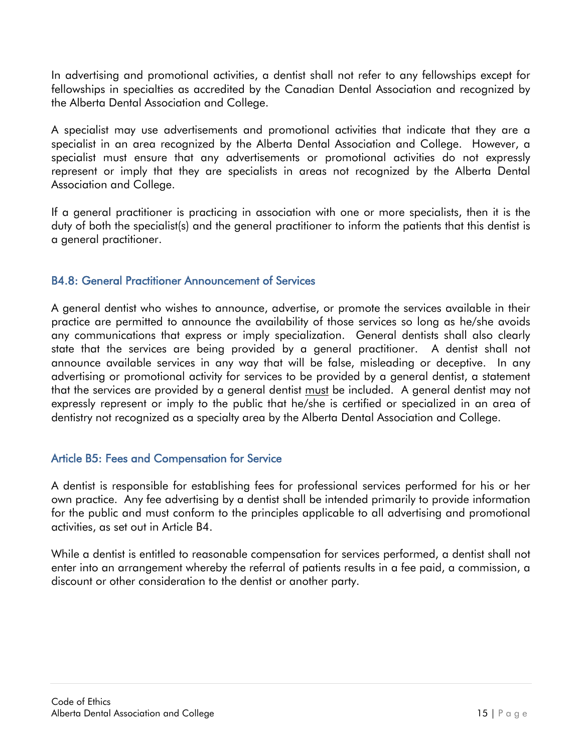In advertising and promotional activities, a dentist shall not refer to any fellowships except for fellowships in specialties as accredited by the Canadian Dental Association and recognized by the Alberta Dental Association and College.

A specialist may use advertisements and promotional activities that indicate that they are a specialist in an area recognized by the Alberta Dental Association and College. However, a specialist must ensure that any advertisements or promotional activities do not expressly represent or imply that they are specialists in areas not recognized by the Alberta Dental Association and College.

If a general practitioner is practicing in association with one or more specialists, then it is the duty of both the specialist(s) and the general practitioner to inform the patients that this dentist is a general practitioner.

### B4.8: General Practitioner Announcement of Services

A general dentist who wishes to announce, advertise, or promote the services available in their practice are permitted to announce the availability of those services so long as he/she avoids any communications that express or imply specialization. General dentists shall also clearly state that the services are being provided by a general practitioner. A dentist shall not announce available services in any way that will be false, misleading or deceptive. In any advertising or promotional activity for services to be provided by a general dentist, a statement that the services are provided by a general dentist <u>must</u> be included. A general dentist may not expressly represent or imply to the public that he/she is certified or specialized in an area of dentistry not recognized as a specialty area by the Alberta Dental Association and College.

## Article B5: Fees and Compensation for Service

A dentist is responsible for establishing fees for professional services performed for his or her own practice. Any fee advertising by a dentist shall be intended primarily to provide information for the public and must conform to the principles applicable to all advertising and promotional activities, as set out in Article B4.

While a dentist is entitled to reasonable compensation for services performed, a dentist shall not enter into an arrangement whereby the referral of patients results in a fee paid, a commission, a discount or other consideration to the dentist or another party.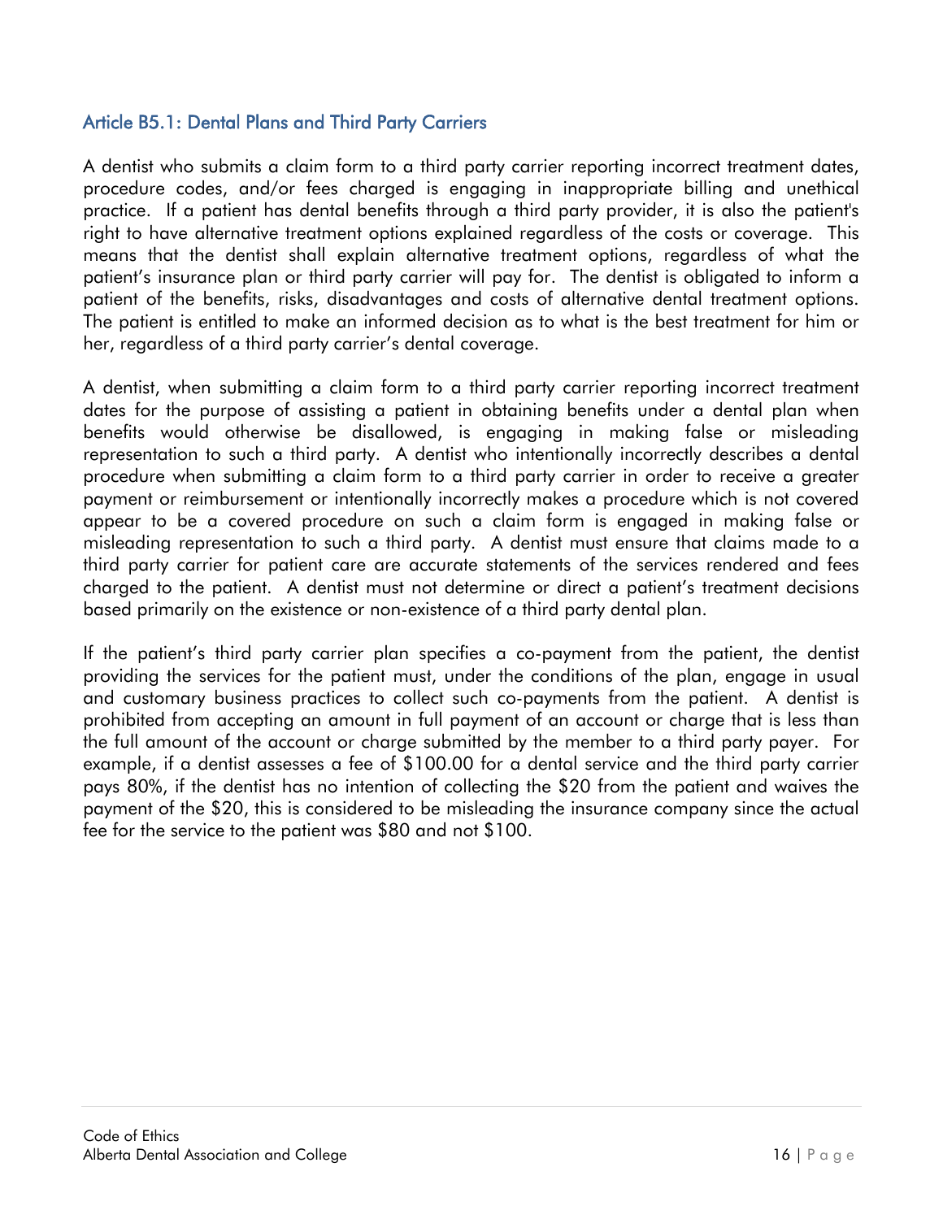## Article B5.1: Dental Plans and Third Party Carriers

A dentist who submits a claim form to a third party carrier reporting incorrect treatment dates, procedure codes, and/or fees charged is engaging in inappropriate billing and unethical practice. If a patient has dental benefits through a third party provider, it is also the patient's right to have alternative treatment options explained regardless of the costs or coverage. This means that the dentist shall explain alternative treatment options, regardless of what the patient's insurance plan or third party carrier will pay for. The dentist is obligated to inform a patient of the benefits, risks, disadvantages and costs of alternative dental treatment options. The patient is entitled to make an informed decision as to what is the best treatment for him or her, regardless of a third party carrier's dental coverage.

A dentist, when submitting a claim form to a third party carrier reporting incorrect treatment dates for the purpose of assisting a patient in obtaining benefits under a dental plan when benefits would otherwise be disallowed, is engaging in making false or misleading representation to such a third party. A dentist who intentionally incorrectly describes a dental procedure when submitting a claim form to a third party carrier in order to receive a greater payment or reimbursement or intentionally incorrectly makes a procedure which is not covered appear to be a covered procedure on such a claim form is engaged in making false or misleading representation to such a third party. A dentist must ensure that claims made to a third party carrier for patient care are accurate statements of the services rendered and fees charged to the patient. A dentist must not determine or direct a patient's treatment decisions based primarily on the existence or non-existence of a third party dental plan.

If the patient's third party carrier plan specifies a co-payment from the patient, the dentist providing the services for the patient must, under the conditions of the plan, engage in usual and customary business practices to collect such co-payments from the patient. A dentist is prohibited from accepting an amount in full payment of an account or charge that is less than the full amount of the account or charge submitted by the member to a third party payer. For example, if a dentist assesses a fee of $100.00 for a dental service and the third party carrier pays 80%, if the dentist has no intention of collecting the $20 from the patient and waives the payment of the $20, this is considered to be misleading the insurance company since the actual fee for the service to the patient was $80 and not $100.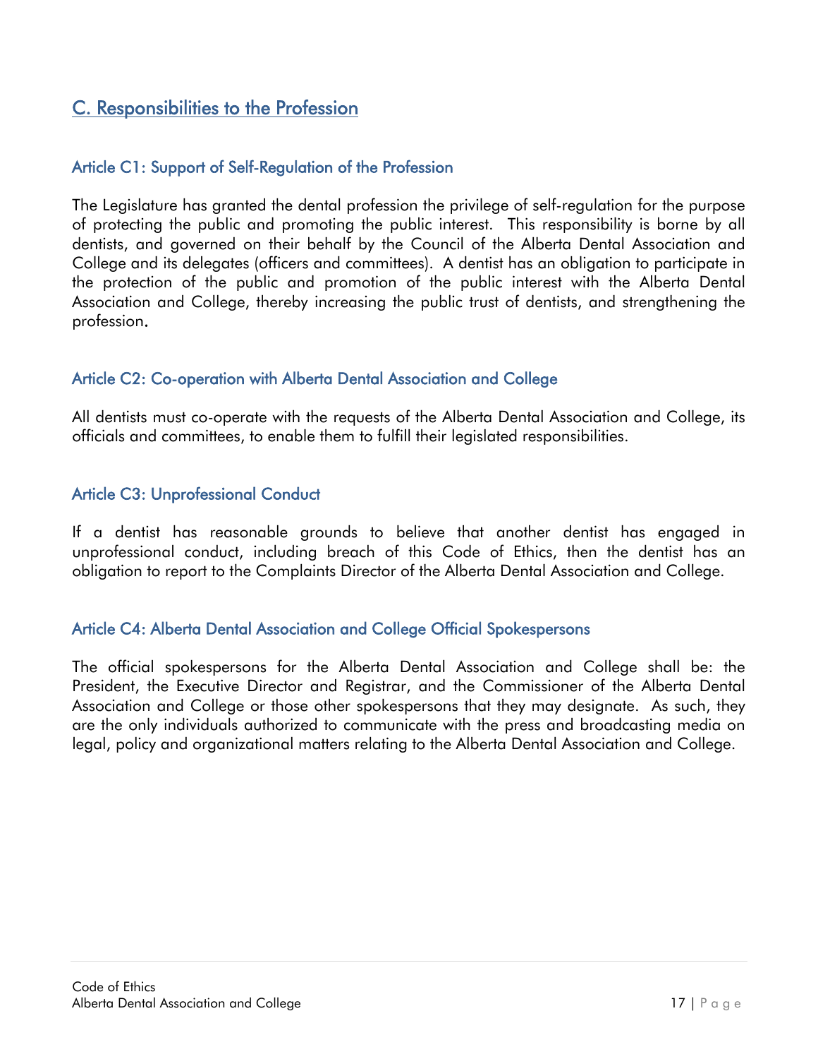## C. Responsibilities to the Profession

### Article C1: Support of Self-Regulation of the Profession

The Legislature has granted the dental profession the privilege of self-regulation for the purpose of protecting the public and promoting the public interest. This responsibility is borne by all dentists, and governed on their behalf by the Council of the Alberta Dental Association and College and its delegates (officers and committees). A dentist has an obligation to participate in the protection of the public and promotion of the public interest with the Alberta Dental Association and College, thereby increasing the public trust of dentists, and strengthening the profession.

### Article C2: Co-operation with Alberta Dental Association and College

All dentists must co-operate with the requests of the Alberta Dental Association and College, its officials and committees, to enable them to fulfill their legislated responsibilities.

### Article C3: Unprofessional Conduct

If a dentist has reasonable grounds to believe that another dentist has engaged in unprofessional conduct, including breach of this Code of Ethics, then the dentist has an obligation to report to the Complaints Director of the Alberta Dental Association and College.

### Article C4: Alberta Dental Association and College Official Spokespersons

The official spokespersons for the Alberta Dental Association and College shall be: the President, the Executive Director and Registrar, and the Commissioner of the Alberta Dental Association and College or those other spokespersons that they may designate. As such, they are the only individuals authorized to communicate with the press and broadcasting media on legal, policy and organizational matters relating to the Alberta Dental Association and College.